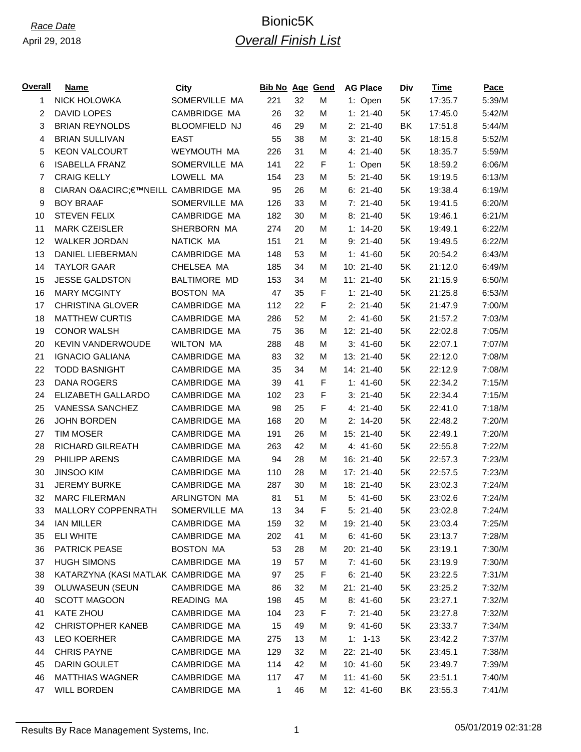*Race Date*

April 29, 2018

# Bionic5K

## *Overall Finish List*

| Overall | Name | City | Bib No | Age | Gend | AG Place | Div | Time | Pace |
|---|---|---|---|---|---|---|---|---|---|
| 1 | NICK HOLOWKA | SOMERVILLE MA | 221 | 32 | M | 1: Open | 5K | 17:35.7 | 5:39/M |
| 2 | DAVID LOPES | CAMBRIDGE MA | 26 | 32 | M | 1: 21-40 | 5K | 17:45.0 | 5:42/M |
| 3 | BRIAN REYNOLDS | BLOOMFIELD NJ | 46 | 29 | M | 2: 21-40 | BK | 17:51.8 | 5:44/M |
| 4 | BRIAN SULLIVAN | EAST | 55 | 38 | M | 3: 21-40 | 5K | 18:15.8 | 5:52/M |
| 5 | KEON VALCOURT | WEYMOUTH MA | 226 | 31 | M | 4: 21-40 | 5K | 18:35.7 | 5:59/M |
| 6 | ISABELLA FRANZ | SOMERVILLE MA | 141 | 22 | F | 1: Open | 5K | 18:59.2 | 6:06/M |
| 7 | CRAIG KELLY | LOWELL MA | 154 | 23 | M | 5: 21-40 | 5K | 19:19.5 | 6:13/M |
| 8 | CIARAN O&ACIRC;€™NEILL | CAMBRIDGE MA | 95 | 26 | M | 6: 21-40 | 5K | 19:38.4 | 6:19/M |
| 9 | BOY BRAAF | SOMERVILLE MA | 126 | 33 | M | 7: 21-40 | 5K | 19:41.5 | 6:20/M |
| 10 | STEVEN FELIX | CAMBRIDGE MA | 182 | 30 | M | 8: 21-40 | 5K | 19:46.1 | 6:21/M |
| 11 | MARK CZEISLER | SHERBORN MA | 274 | 20 | M | 1: 14-20 | 5K | 19:49.1 | 6:22/M |
| 12 | WALKER JORDAN | NATICK MA | 151 | 21 | M | 9: 21-40 | 5K | 19:49.5 | 6:22/M |
| 13 | DANIEL LIEBERMAN | CAMBRIDGE MA | 148 | 53 | M | 1: 41-60 | 5K | 20:54.2 | 6:43/M |
| 14 | TAYLOR GAAR | CHELSEA MA | 185 | 34 | M | 10: 21-40 | 5K | 21:12.0 | 6:49/M |
| 15 | JESSE GALDSTON | BALTIMORE MD | 153 | 34 | M | 11: 21-40 | 5K | 21:15.9 | 6:50/M |
| 16 | MARY MCGINTY | BOSTON MA | 47 | 35 | F | 1: 21-40 | 5K | 21:25.8 | 6:53/M |
| 17 | CHRISTINA GLOVER | CAMBRIDGE MA | 112 | 22 | F | 2: 21-40 | 5K | 21:47.9 | 7:00/M |
| 18 | MATTHEW CURTIS | CAMBRIDGE MA | 286 | 52 | M | 2: 41-60 | 5K | 21:57.2 | 7:03/M |
| 19 | CONOR WALSH | CAMBRIDGE MA | 75 | 36 | M | 12: 21-40 | 5K | 22:02.8 | 7:05/M |
| 20 | KEVIN VANDERWOUDE | WILTON MA | 288 | 48 | M | 3: 41-60 | 5K | 22:07.1 | 7:07/M |
| 21 | IGNACIO GALIANA | CAMBRIDGE MA | 83 | 32 | M | 13: 21-40 | 5K | 22:12.0 | 7:08/M |
| 22 | TODD BASNIGHT | CAMBRIDGE MA | 35 | 34 | M | 14: 21-40 | 5K | 22:12.9 | 7:08/M |
| 23 | DANA ROGERS | CAMBRIDGE MA | 39 | 41 | F | 1: 41-60 | 5K | 22:34.2 | 7:15/M |
| 24 | ELIZABETH GALLARDO | CAMBRIDGE MA | 102 | 23 | F | 3: 21-40 | 5K | 22:34.4 | 7:15/M |
| 25 | VANESSA SANCHEZ | CAMBRIDGE MA | 98 | 25 | F | 4: 21-40 | 5K | 22:41.0 | 7:18/M |
| 26 | JOHN BORDEN | CAMBRIDGE MA | 168 | 20 | M | 2: 14-20 | 5K | 22:48.2 | 7:20/M |
| 27 | TIM MOSER | CAMBRIDGE MA | 191 | 26 | M | 15: 21-40 | 5K | 22:49.1 | 7:20/M |
| 28 | RICHARD GILREATH | CAMBRIDGE MA | 263 | 42 | M | 4: 41-60 | 5K | 22:55.8 | 7:22/M |
| 29 | PHILIPP ARENS | CAMBRIDGE MA | 94 | 28 | M | 16: 21-40 | 5K | 22:57.3 | 7:23/M |
| 30 | JINSOO KIM | CAMBRIDGE MA | 110 | 28 | M | 17: 21-40 | 5K | 22:57.5 | 7:23/M |
| 31 | JEREMY BURKE | CAMBRIDGE MA | 287 | 30 | M | 18: 21-40 | 5K | 23:02.3 | 7:24/M |
| 32 | MARC FILERMAN | ARLINGTON MA | 81 | 51 | M | 5: 41-60 | 5K | 23:02.6 | 7:24/M |
| 33 | MALLORY COPPENRATH | SOMERVILLE MA | 13 | 34 | F | 5: 21-40 | 5K | 23:02.8 | 7:24/M |
| 34 | IAN MILLER | CAMBRIDGE MA | 159 | 32 | M | 19: 21-40 | 5K | 23:03.4 | 7:25/M |
| 35 | ELI WHITE | CAMBRIDGE MA | 202 | 41 | M | 6: 41-60 | 5K | 23:13.7 | 7:28/M |
| 36 | PATRICK PEASE | BOSTON MA | 53 | 28 | M | 20: 21-40 | 5K | 23:19.1 | 7:30/M |
| 37 | HUGH SIMONS | CAMBRIDGE MA | 19 | 57 | M | 7: 41-60 | 5K | 23:19.9 | 7:30/M |
| 38 | KATARZYNA (KASI MATLAK | CAMBRIDGE MA | 97 | 25 | F | 6: 21-40 | 5K | 23:22.5 | 7:31/M |
| 39 | OLUWASEUN (SEUN | CAMBRIDGE MA | 86 | 32 | M | 21: 21-40 | 5K | 23:25.2 | 7:32/M |
| 40 | SCOTT MAGOON | READING MA | 198 | 45 | M | 8: 41-60 | 5K | 23:27.1 | 7:32/M |
| 41 | KATE ZHOU | CAMBRIDGE MA | 104 | 23 | F | 7: 21-40 | 5K | 23:27.8 | 7:32/M |
| 42 | CHRISTOPHER KANEB | CAMBRIDGE MA | 15 | 49 | M | 9: 41-60 | 5K | 23:33.7 | 7:34/M |
| 43 | LEO KOERHER | CAMBRIDGE MA | 275 | 13 | M | 1: 1-13 | 5K | 23:42.2 | 7:37/M |
| 44 | CHRIS PAYNE | CAMBRIDGE MA | 129 | 32 | M | 22: 21-40 | 5K | 23:45.1 | 7:38/M |
| 45 | DARIN GOULET | CAMBRIDGE MA | 114 | 42 | M | 10: 41-60 | 5K | 23:49.7 | 7:39/M |
| 46 | MATTHIAS WAGNER | CAMBRIDGE MA | 117 | 47 | M | 11: 41-60 | 5K | 23:51.1 | 7:40/M |
| 47 | WILL BORDEN | CAMBRIDGE MA | 1 | 46 | M | 12: 41-60 | BK | 23:55.3 | 7:41/M |

Results By Race Management Systems, Inc.  05/01/2019 02:31:28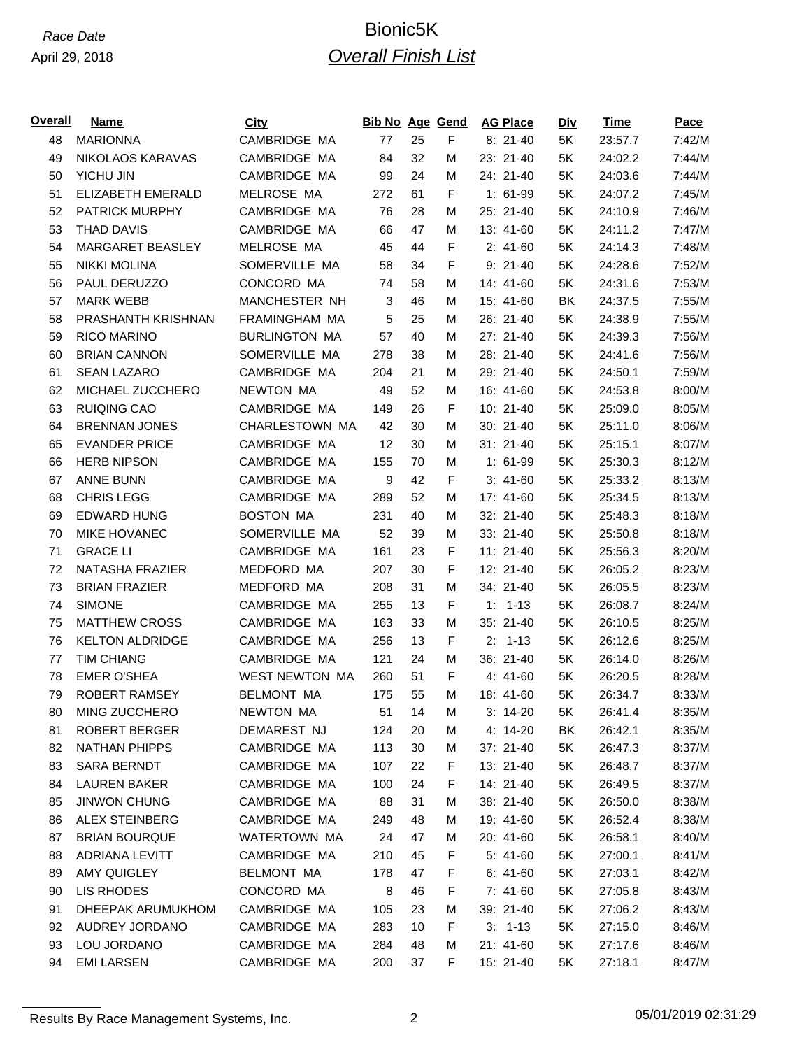*Race Date*

April 29, 2018

# Bionic5K

## *Overall Finish List*

| Overall | Name | City | Bib No | Age | Gend | AG Place | Div | Time | Pace |
|---|---|---|---|---|---|---|---|---|---|
| 48 | MARIONNA | CAMBRIDGE MA | 77 | 25 | F | 8: 21-40 | 5K | 23:57.7 | 7:42/M |
| 49 | NIKOLAOS KARAVAS | CAMBRIDGE MA | 84 | 32 | M | 23: 21-40 | 5K | 24:02.2 | 7:44/M |
| 50 | YICHU JIN | CAMBRIDGE MA | 99 | 24 | M | 24: 21-40 | 5K | 24:03.6 | 7:44/M |
| 51 | ELIZABETH EMERALD | MELROSE MA | 272 | 61 | F | 1: 61-99 | 5K | 24:07.2 | 7:45/M |
| 52 | PATRICK MURPHY | CAMBRIDGE MA | 76 | 28 | M | 25: 21-40 | 5K | 24:10.9 | 7:46/M |
| 53 | THAD DAVIS | CAMBRIDGE MA | 66 | 47 | M | 13: 41-60 | 5K | 24:11.2 | 7:47/M |
| 54 | MARGARET BEASLEY | MELROSE MA | 45 | 44 | F | 2: 41-60 | 5K | 24:14.3 | 7:48/M |
| 55 | NIKKI MOLINA | SOMERVILLE MA | 58 | 34 | F | 9: 21-40 | 5K | 24:28.6 | 7:52/M |
| 56 | PAUL DERUZZO | CONCORD MA | 74 | 58 | M | 14: 41-60 | 5K | 24:31.6 | 7:53/M |
| 57 | MARK WEBB | MANCHESTER NH | 3 | 46 | M | 15: 41-60 | BK | 24:37.5 | 7:55/M |
| 58 | PRASHANTH KRISHNAN | FRAMINGHAM MA | 5 | 25 | M | 26: 21-40 | 5K | 24:38.9 | 7:55/M |
| 59 | RICO MARINO | BURLINGTON MA | 57 | 40 | M | 27: 21-40 | 5K | 24:39.3 | 7:56/M |
| 60 | BRIAN CANNON | SOMERVILLE MA | 278 | 38 | M | 28: 21-40 | 5K | 24:41.6 | 7:56/M |
| 61 | SEAN LAZARO | CAMBRIDGE MA | 204 | 21 | M | 29: 21-40 | 5K | 24:50.1 | 7:59/M |
| 62 | MICHAEL ZUCCHERO | NEWTON MA | 49 | 52 | M | 16: 41-60 | 5K | 24:53.8 | 8:00/M |
| 63 | RUIQING CAO | CAMBRIDGE MA | 149 | 26 | F | 10: 21-40 | 5K | 25:09.0 | 8:05/M |
| 64 | BRENNAN JONES | CHARLESTOWN MA | 42 | 30 | M | 30: 21-40 | 5K | 25:11.0 | 8:06/M |
| 65 | EVANDER PRICE | CAMBRIDGE MA | 12 | 30 | M | 31: 21-40 | 5K | 25:15.1 | 8:07/M |
| 66 | HERB NIPSON | CAMBRIDGE MA | 155 | 70 | M | 1: 61-99 | 5K | 25:30.3 | 8:12/M |
| 67 | ANNE BUNN | CAMBRIDGE MA | 9 | 42 | F | 3: 41-60 | 5K | 25:33.2 | 8:13/M |
| 68 | CHRIS LEGG | CAMBRIDGE MA | 289 | 52 | M | 17: 41-60 | 5K | 25:34.5 | 8:13/M |
| 69 | EDWARD HUNG | BOSTON MA | 231 | 40 | M | 32: 21-40 | 5K | 25:48.3 | 8:18/M |
| 70 | MIKE HOVANEC | SOMERVILLE MA | 52 | 39 | M | 33: 21-40 | 5K | 25:50.8 | 8:18/M |
| 71 | GRACE LI | CAMBRIDGE MA | 161 | 23 | F | 11: 21-40 | 5K | 25:56.3 | 8:20/M |
| 72 | NATASHA FRAZIER | MEDFORD MA | 207 | 30 | F | 12: 21-40 | 5K | 26:05.2 | 8:23/M |
| 73 | BRIAN FRAZIER | MEDFORD MA | 208 | 31 | M | 34: 21-40 | 5K | 26:05.5 | 8:23/M |
| 74 | SIMONE | CAMBRIDGE MA | 255 | 13 | F | 1: 1-13 | 5K | 26:08.7 | 8:24/M |
| 75 | MATTHEW CROSS | CAMBRIDGE MA | 163 | 33 | M | 35: 21-40 | 5K | 26:10.5 | 8:25/M |
| 76 | KELTON ALDRIDGE | CAMBRIDGE MA | 256 | 13 | F | 2: 1-13 | 5K | 26:12.6 | 8:25/M |
| 77 | TIM CHIANG | CAMBRIDGE MA | 121 | 24 | M | 36: 21-40 | 5K | 26:14.0 | 8:26/M |
| 78 | EMER O'SHEA | WEST NEWTON MA | 260 | 51 | F | 4: 41-60 | 5K | 26:20.5 | 8:28/M |
| 79 | ROBERT RAMSEY | BELMONT MA | 175 | 55 | M | 18: 41-60 | 5K | 26:34.7 | 8:33/M |
| 80 | MING ZUCCHERO | NEWTON MA | 51 | 14 | M | 3: 14-20 | 5K | 26:41.4 | 8:35/M |
| 81 | ROBERT BERGER | DEMAREST NJ | 124 | 20 | M | 4: 14-20 | BK | 26:42.1 | 8:35/M |
| 82 | NATHAN PHIPPS | CAMBRIDGE MA | 113 | 30 | M | 37: 21-40 | 5K | 26:47.3 | 8:37/M |
| 83 | SARA BERNDT | CAMBRIDGE MA | 107 | 22 | F | 13: 21-40 | 5K | 26:48.7 | 8:37/M |
| 84 | LAUREN BAKER | CAMBRIDGE MA | 100 | 24 | F | 14: 21-40 | 5K | 26:49.5 | 8:37/M |
| 85 | JINWON CHUNG | CAMBRIDGE MA | 88 | 31 | M | 38: 21-40 | 5K | 26:50.0 | 8:38/M |
| 86 | ALEX STEINBERG | CAMBRIDGE MA | 249 | 48 | M | 19: 41-60 | 5K | 26:52.4 | 8:38/M |
| 87 | BRIAN BOURQUE | WATERTOWN MA | 24 | 47 | M | 20: 41-60 | 5K | 26:58.1 | 8:40/M |
| 88 | ADRIANA LEVITT | CAMBRIDGE MA | 210 | 45 | F | 5: 41-60 | 5K | 27:00.1 | 8:41/M |
| 89 | AMY QUIGLEY | BELMONT MA | 178 | 47 | F | 6: 41-60 | 5K | 27:03.1 | 8:42/M |
| 90 | LIS RHODES | CONCORD MA | 8 | 46 | F | 7: 41-60 | 5K | 27:05.8 | 8:43/M |
| 91 | DHEEPAK ARUMUKHOM | CAMBRIDGE MA | 105 | 23 | M | 39: 21-40 | 5K | 27:06.2 | 8:43/M |
| 92 | AUDREY JORDANO | CAMBRIDGE MA | 283 | 10 | F | 3: 1-13 | 5K | 27:15.0 | 8:46/M |
| 93 | LOU JORDANO | CAMBRIDGE MA | 284 | 48 | M | 21: 41-60 | 5K | 27:17.6 | 8:46/M |
| 94 | EMI LARSEN | CAMBRIDGE MA | 200 | 37 | F | 15: 21-40 | 5K | 27:18.1 | 8:47/M |

Results By Race Management Systems, Inc. 05/01/2019 02:31:29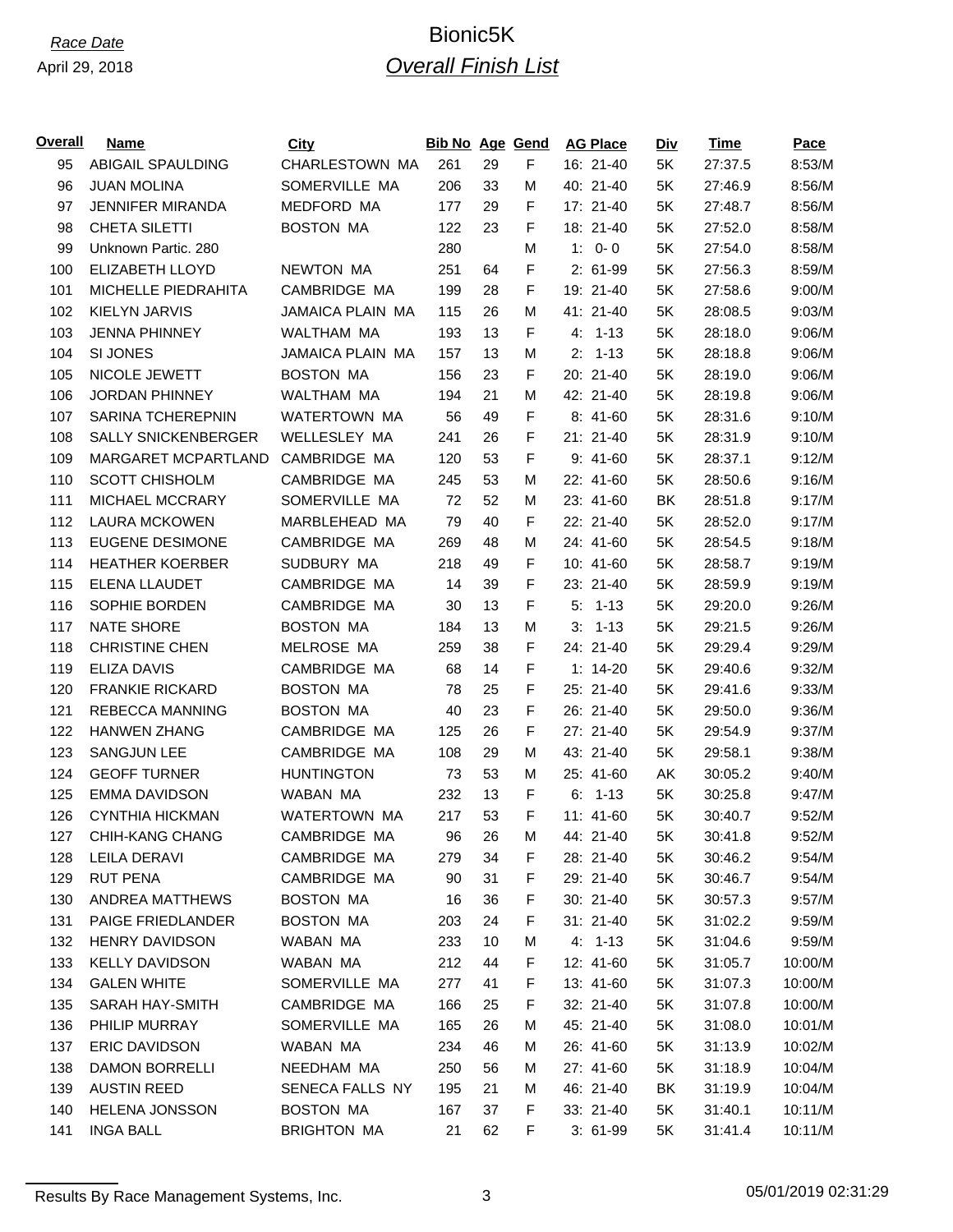*Race Date*
April 29, 2018

# Bionic5K
## *Overall Finish List*

| Overall | Name | City | Bib No | Age | Gend | AG Place | Div | Time | Pace |
|---|---|---|---|---|---|---|---|---|---|
| 95 | ABIGAIL SPAULDING | CHARLESTOWN MA | 261 | 29 | F | 16: 21-40 | 5K | 27:37.5 | 8:53/M |
| 96 | JUAN MOLINA | SOMERVILLE MA | 206 | 33 | M | 40: 21-40 | 5K | 27:46.9 | 8:56/M |
| 97 | JENNIFER MIRANDA | MEDFORD MA | 177 | 29 | F | 17: 21-40 | 5K | 27:48.7 | 8:56/M |
| 98 | CHETA SILETTI | BOSTON MA | 122 | 23 | F | 18: 21-40 | 5K | 27:52.0 | 8:58/M |
| 99 | Unknown Partic. 280 | | 280 | | M | 1: 0- 0 | 5K | 27:54.0 | 8:58/M |
| 100 | ELIZABETH LLOYD | NEWTON MA | 251 | 64 | F | 2: 61-99 | 5K | 27:56.3 | 8:59/M |
| 101 | MICHELLE PIEDRAHITA | CAMBRIDGE MA | 199 | 28 | F | 19: 21-40 | 5K | 27:58.6 | 9:00/M |
| 102 | KIELYN JARVIS | JAMAICA PLAIN MA | 115 | 26 | M | 41: 21-40 | 5K | 28:08.5 | 9:03/M |
| 103 | JENNA PHINNEY | WALTHAM MA | 193 | 13 | F | 4: 1-13 | 5K | 28:18.0 | 9:06/M |
| 104 | SI JONES | JAMAICA PLAIN MA | 157 | 13 | M | 2: 1-13 | 5K | 28:18.8 | 9:06/M |
| 105 | NICOLE JEWETT | BOSTON MA | 156 | 23 | F | 20: 21-40 | 5K | 28:19.0 | 9:06/M |
| 106 | JORDAN PHINNEY | WALTHAM MA | 194 | 21 | M | 42: 21-40 | 5K | 28:19.8 | 9:06/M |
| 107 | SARINA TCHEREPNIN | WATERTOWN MA | 56 | 49 | F | 8: 41-60 | 5K | 28:31.6 | 9:10/M |
| 108 | SALLY SNICKENBERGER | WELLESLEY MA | 241 | 26 | F | 21: 21-40 | 5K | 28:31.9 | 9:10/M |
| 109 | MARGARET MCPARTLAND | CAMBRIDGE MA | 120 | 53 | F | 9: 41-60 | 5K | 28:37.1 | 9:12/M |
| 110 | SCOTT CHISHOLM | CAMBRIDGE MA | 245 | 53 | M | 22: 41-60 | 5K | 28:50.6 | 9:16/M |
| 111 | MICHAEL MCCRARY | SOMERVILLE MA | 72 | 52 | M | 23: 41-60 | BK | 28:51.8 | 9:17/M |
| 112 | LAURA MCKOWEN | MARBLEHEAD MA | 79 | 40 | F | 22: 21-40 | 5K | 28:52.0 | 9:17/M |
| 113 | EUGENE DESIMONE | CAMBRIDGE MA | 269 | 48 | M | 24: 41-60 | 5K | 28:54.5 | 9:18/M |
| 114 | HEATHER KOERBER | SUDBURY MA | 218 | 49 | F | 10: 41-60 | 5K | 28:58.7 | 9:19/M |
| 115 | ELENA LLAUDET | CAMBRIDGE MA | 14 | 39 | F | 23: 21-40 | 5K | 28:59.9 | 9:19/M |
| 116 | SOPHIE BORDEN | CAMBRIDGE MA | 30 | 13 | F | 5: 1-13 | 5K | 29:20.0 | 9:26/M |
| 117 | NATE SHORE | BOSTON MA | 184 | 13 | M | 3: 1-13 | 5K | 29:21.5 | 9:26/M |
| 118 | CHRISTINE CHEN | MELROSE MA | 259 | 38 | F | 24: 21-40 | 5K | 29:29.4 | 9:29/M |
| 119 | ELIZA DAVIS | CAMBRIDGE MA | 68 | 14 | F | 1: 14-20 | 5K | 29:40.6 | 9:32/M |
| 120 | FRANKIE RICKARD | BOSTON MA | 78 | 25 | F | 25: 21-40 | 5K | 29:41.6 | 9:33/M |
| 121 | REBECCA MANNING | BOSTON MA | 40 | 23 | F | 26: 21-40 | 5K | 29:50.0 | 9:36/M |
| 122 | HANWEN ZHANG | CAMBRIDGE MA | 125 | 26 | F | 27: 21-40 | 5K | 29:54.9 | 9:37/M |
| 123 | SANGJUN LEE | CAMBRIDGE MA | 108 | 29 | M | 43: 21-40 | 5K | 29:58.1 | 9:38/M |
| 124 | GEOFF TURNER | HUNTINGTON | 73 | 53 | M | 25: 41-60 | AK | 30:05.2 | 9:40/M |
| 125 | EMMA DAVIDSON | WABAN MA | 232 | 13 | F | 6: 1-13 | 5K | 30:25.8 | 9:47/M |
| 126 | CYNTHIA HICKMAN | WATERTOWN MA | 217 | 53 | F | 11: 41-60 | 5K | 30:40.7 | 9:52/M |
| 127 | CHIH-KANG CHANG | CAMBRIDGE MA | 96 | 26 | M | 44: 21-40 | 5K | 30:41.8 | 9:52/M |
| 128 | LEILA DERAVI | CAMBRIDGE MA | 279 | 34 | F | 28: 21-40 | 5K | 30:46.2 | 9:54/M |
| 129 | RUT PENA | CAMBRIDGE MA | 90 | 31 | F | 29: 21-40 | 5K | 30:46.7 | 9:54/M |
| 130 | ANDREA MATTHEWS | BOSTON MA | 16 | 36 | F | 30: 21-40 | 5K | 30:57.3 | 9:57/M |
| 131 | PAIGE FRIEDLANDER | BOSTON MA | 203 | 24 | F | 31: 21-40 | 5K | 31:02.2 | 9:59/M |
| 132 | HENRY DAVIDSON | WABAN MA | 233 | 10 | M | 4: 1-13 | 5K | 31:04.6 | 9:59/M |
| 133 | KELLY DAVIDSON | WABAN MA | 212 | 44 | F | 12: 41-60 | 5K | 31:05.7 | 10:00/M |
| 134 | GALEN WHITE | SOMERVILLE MA | 277 | 41 | F | 13: 41-60 | 5K | 31:07.3 | 10:00/M |
| 135 | SARAH HAY-SMITH | CAMBRIDGE MA | 166 | 25 | F | 32: 21-40 | 5K | 31:07.8 | 10:00/M |
| 136 | PHILIP MURRAY | SOMERVILLE MA | 165 | 26 | M | 45: 21-40 | 5K | 31:08.0 | 10:01/M |
| 137 | ERIC DAVIDSON | WABAN MA | 234 | 46 | M | 26: 41-60 | 5K | 31:13.9 | 10:02/M |
| 138 | DAMON BORRELLI | NEEDHAM MA | 250 | 56 | M | 27: 41-60 | 5K | 31:18.9 | 10:04/M |
| 139 | AUSTIN REED | SENECA FALLS NY | 195 | 21 | M | 46: 21-40 | BK | 31:19.9 | 10:04/M |
| 140 | HELENA JONSSON | BOSTON MA | 167 | 37 | F | 33: 21-40 | 5K | 31:40.1 | 10:11/M |
| 141 | INGA BALL | BRIGHTON MA | 21 | 62 | F | 3: 61-99 | 5K | 31:41.4 | 10:11/M |

Results By Race Management Systems, Inc. 05/01/2019 02:31:29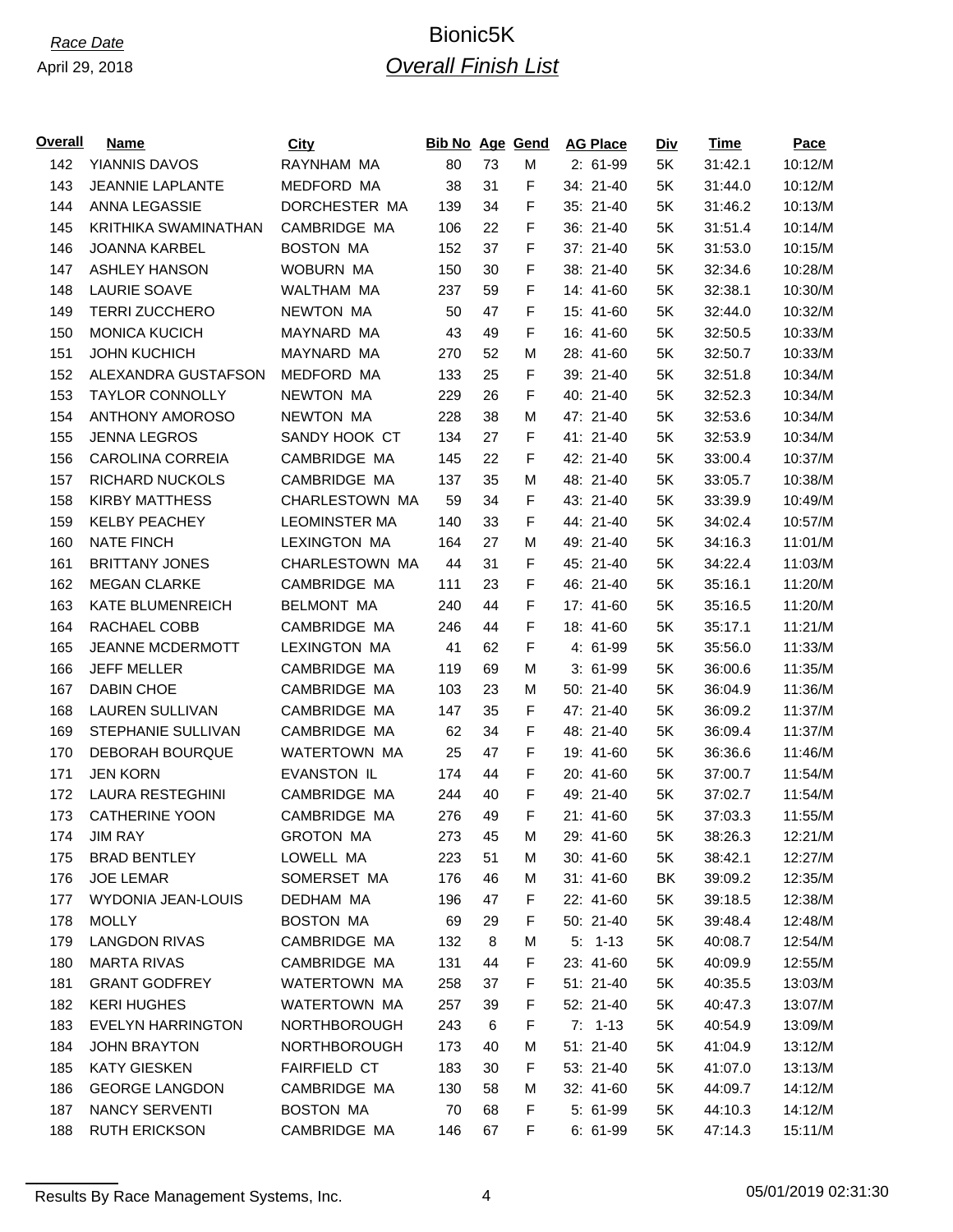*Race Date*

April 29, 2018

# Bionic5K

## *Overall Finish List*

| Overall | Name | City | Bib No | Age | Gend | AG Place | Div | Time | Pace |
|---|---|---|---|---|---|---|---|---|---|
| 142 | YIANNIS DAVOS | RAYNHAM MA | 80 | 73 | M | 2: 61-99 | 5K | 31:42.1 | 10:12/M |
| 143 | JEANNIE LAPLANTE | MEDFORD MA | 38 | 31 | F | 34: 21-40 | 5K | 31:44.0 | 10:12/M |
| 144 | ANNA LEGASSIE | DORCHESTER MA | 139 | 34 | F | 35: 21-40 | 5K | 31:46.2 | 10:13/M |
| 145 | KRITHIKA SWAMINATHAN | CAMBRIDGE MA | 106 | 22 | F | 36: 21-40 | 5K | 31:51.4 | 10:14/M |
| 146 | JOANNA KARBEL | BOSTON MA | 152 | 37 | F | 37: 21-40 | 5K | 31:53.0 | 10:15/M |
| 147 | ASHLEY HANSON | WOBURN MA | 150 | 30 | F | 38: 21-40 | 5K | 32:34.6 | 10:28/M |
| 148 | LAURIE SOAVE | WALTHAM MA | 237 | 59 | F | 14: 41-60 | 5K | 32:38.1 | 10:30/M |
| 149 | TERRI ZUCCHERO | NEWTON MA | 50 | 47 | F | 15: 41-60 | 5K | 32:44.0 | 10:32/M |
| 150 | MONICA KUCICH | MAYNARD MA | 43 | 49 | F | 16: 41-60 | 5K | 32:50.5 | 10:33/M |
| 151 | JOHN KUCHICH | MAYNARD MA | 270 | 52 | M | 28: 41-60 | 5K | 32:50.7 | 10:33/M |
| 152 | ALEXANDRA GUSTAFSON | MEDFORD MA | 133 | 25 | F | 39: 21-40 | 5K | 32:51.8 | 10:34/M |
| 153 | TAYLOR CONNOLLY | NEWTON MA | 229 | 26 | F | 40: 21-40 | 5K | 32:52.3 | 10:34/M |
| 154 | ANTHONY AMOROSO | NEWTON MA | 228 | 38 | M | 47: 21-40 | 5K | 32:53.6 | 10:34/M |
| 155 | JENNA LEGROS | SANDY HOOK CT | 134 | 27 | F | 41: 21-40 | 5K | 32:53.9 | 10:34/M |
| 156 | CAROLINA CORREIA | CAMBRIDGE MA | 145 | 22 | F | 42: 21-40 | 5K | 33:00.4 | 10:37/M |
| 157 | RICHARD NUCKOLS | CAMBRIDGE MA | 137 | 35 | M | 48: 21-40 | 5K | 33:05.7 | 10:38/M |
| 158 | KIRBY MATTHESS | CHARLESTOWN MA | 59 | 34 | F | 43: 21-40 | 5K | 33:39.9 | 10:49/M |
| 159 | KELBY PEACHEY | LEOMINSTER MA | 140 | 33 | F | 44: 21-40 | 5K | 34:02.4 | 10:57/M |
| 160 | NATE FINCH | LEXINGTON MA | 164 | 27 | M | 49: 21-40 | 5K | 34:16.3 | 11:01/M |
| 161 | BRITTANY JONES | CHARLESTOWN MA | 44 | 31 | F | 45: 21-40 | 5K | 34:22.4 | 11:03/M |
| 162 | MEGAN CLARKE | CAMBRIDGE MA | 111 | 23 | F | 46: 21-40 | 5K | 35:16.1 | 11:20/M |
| 163 | KATE BLUMENREICH | BELMONT MA | 240 | 44 | F | 17: 41-60 | 5K | 35:16.5 | 11:20/M |
| 164 | RACHAEL COBB | CAMBRIDGE MA | 246 | 44 | F | 18: 41-60 | 5K | 35:17.1 | 11:21/M |
| 165 | JEANNE MCDERMOTT | LEXINGTON MA | 41 | 62 | F | 4: 61-99 | 5K | 35:56.0 | 11:33/M |
| 166 | JEFF MELLER | CAMBRIDGE MA | 119 | 69 | M | 3: 61-99 | 5K | 36:00.6 | 11:35/M |
| 167 | DABIN CHOE | CAMBRIDGE MA | 103 | 23 | M | 50: 21-40 | 5K | 36:04.9 | 11:36/M |
| 168 | LAUREN SULLIVAN | CAMBRIDGE MA | 147 | 35 | F | 47: 21-40 | 5K | 36:09.2 | 11:37/M |
| 169 | STEPHANIE SULLIVAN | CAMBRIDGE MA | 62 | 34 | F | 48: 21-40 | 5K | 36:09.4 | 11:37/M |
| 170 | DEBORAH BOURQUE | WATERTOWN MA | 25 | 47 | F | 19: 41-60 | 5K | 36:36.6 | 11:46/M |
| 171 | JEN KORN | EVANSTON IL | 174 | 44 | F | 20: 41-60 | 5K | 37:00.7 | 11:54/M |
| 172 | LAURA RESTEGHINI | CAMBRIDGE MA | 244 | 40 | F | 49: 21-40 | 5K | 37:02.7 | 11:54/M |
| 173 | CATHERINE YOON | CAMBRIDGE MA | 276 | 49 | F | 21: 41-60 | 5K | 37:03.3 | 11:55/M |
| 174 | JIM RAY | GROTON MA | 273 | 45 | M | 29: 41-60 | 5K | 38:26.3 | 12:21/M |
| 175 | BRAD BENTLEY | LOWELL MA | 223 | 51 | M | 30: 41-60 | 5K | 38:42.1 | 12:27/M |
| 176 | JOE LEMAR | SOMERSET MA | 176 | 46 | M | 31: 41-60 | BK | 39:09.2 | 12:35/M |
| 177 | WYDONIA JEAN-LOUIS | DEDHAM MA | 196 | 47 | F | 22: 41-60 | 5K | 39:18.5 | 12:38/M |
| 178 | MOLLY | BOSTON MA | 69 | 29 | F | 50: 21-40 | 5K | 39:48.4 | 12:48/M |
| 179 | LANGDON RIVAS | CAMBRIDGE MA | 132 | 8 | M | 5: 1-13 | 5K | 40:08.7 | 12:54/M |
| 180 | MARTA RIVAS | CAMBRIDGE MA | 131 | 44 | F | 23: 41-60 | 5K | 40:09.9 | 12:55/M |
| 181 | GRANT GODFREY | WATERTOWN MA | 258 | 37 | F | 51: 21-40 | 5K | 40:35.5 | 13:03/M |
| 182 | KERI HUGHES | WATERTOWN MA | 257 | 39 | F | 52: 21-40 | 5K | 40:47.3 | 13:07/M |
| 183 | EVELYN HARRINGTON | NORTHBOROUGH | 243 | 6 | F | 7: 1-13 | 5K | 40:54.9 | 13:09/M |
| 184 | JOHN BRAYTON | NORTHBOROUGH | 173 | 40 | M | 51: 21-40 | 5K | 41:04.9 | 13:12/M |
| 185 | KATY GIESKEN | FAIRFIELD CT | 183 | 30 | F | 53: 21-40 | 5K | 41:07.0 | 13:13/M |
| 186 | GEORGE LANGDON | CAMBRIDGE MA | 130 | 58 | M | 32: 41-60 | 5K | 44:09.7 | 14:12/M |
| 187 | NANCY SERVENTI | BOSTON MA | 70 | 68 | F | 5: 61-99 | 5K | 44:10.3 | 14:12/M |
| 188 | RUTH ERICKSON | CAMBRIDGE MA | 146 | 67 | F | 6: 61-99 | 5K | 47:14.3 | 15:11/M |

Results By Race Management Systems, Inc.

05/01/2019 02:31:30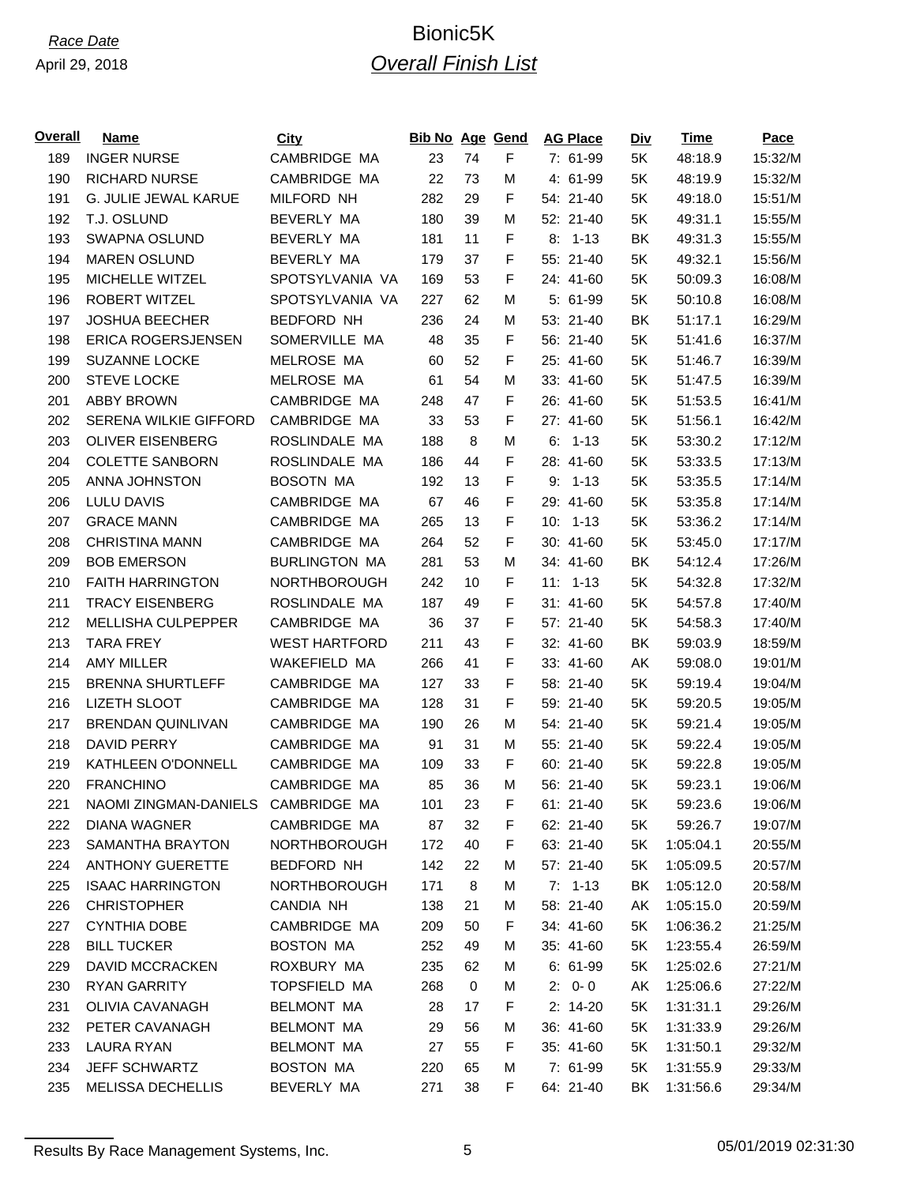*Race Date*
April 29, 2018

# Bionic5K
## *Overall Finish List*

| Overall | Name | City | Bib No | Age | Gend | AG Place | Div | Time | Pace |
|---|---|---|---|---|---|---|---|---|---|
| 189 | INGER NURSE | CAMBRIDGE MA | 23 | 74 | F | 7: 61-99 | 5K | 48:18.9 | 15:32/M |
| 190 | RICHARD NURSE | CAMBRIDGE MA | 22 | 73 | M | 4: 61-99 | 5K | 48:19.9 | 15:32/M |
| 191 | G. JULIE JEWAL KARUE | MILFORD NH | 282 | 29 | F | 54: 21-40 | 5K | 49:18.0 | 15:51/M |
| 192 | T.J. OSLUND | BEVERLY MA | 180 | 39 | M | 52: 21-40 | 5K | 49:31.1 | 15:55/M |
| 193 | SWAPNA OSLUND | BEVERLY MA | 181 | 11 | F | 8: 1-13 | BK | 49:31.3 | 15:55/M |
| 194 | MAREN OSLUND | BEVERLY MA | 179 | 37 | F | 55: 21-40 | 5K | 49:32.1 | 15:56/M |
| 195 | MICHELLE WITZEL | SPOTSYLVANIA VA | 169 | 53 | F | 24: 41-60 | 5K | 50:09.3 | 16:08/M |
| 196 | ROBERT WITZEL | SPOTSYLVANIA VA | 227 | 62 | M | 5: 61-99 | 5K | 50:10.8 | 16:08/M |
| 197 | JOSHUA BEECHER | BEDFORD NH | 236 | 24 | M | 53: 21-40 | BK | 51:17.1 | 16:29/M |
| 198 | ERICA ROGERSJENSEN | SOMERVILLE MA | 48 | 35 | F | 56: 21-40 | 5K | 51:41.6 | 16:37/M |
| 199 | SUZANNE LOCKE | MELROSE MA | 60 | 52 | F | 25: 41-60 | 5K | 51:46.7 | 16:39/M |
| 200 | STEVE LOCKE | MELROSE MA | 61 | 54 | M | 33: 41-60 | 5K | 51:47.5 | 16:39/M |
| 201 | ABBY BROWN | CAMBRIDGE MA | 248 | 47 | F | 26: 41-60 | 5K | 51:53.5 | 16:41/M |
| 202 | SERENA WILKIE GIFFORD | CAMBRIDGE MA | 33 | 53 | F | 27: 41-60 | 5K | 51:56.1 | 16:42/M |
| 203 | OLIVER EISENBERG | ROSLINDALE MA | 188 | 8 | M | 6: 1-13 | 5K | 53:30.2 | 17:12/M |
| 204 | COLETTE SANBORN | ROSLINDALE MA | 186 | 44 | F | 28: 41-60 | 5K | 53:33.5 | 17:13/M |
| 205 | ANNA JOHNSTON | BOSOTN MA | 192 | 13 | F | 9: 1-13 | 5K | 53:35.5 | 17:14/M |
| 206 | LULU DAVIS | CAMBRIDGE MA | 67 | 46 | F | 29: 41-60 | 5K | 53:35.8 | 17:14/M |
| 207 | GRACE MANN | CAMBRIDGE MA | 265 | 13 | F | 10: 1-13 | 5K | 53:36.2 | 17:14/M |
| 208 | CHRISTINA MANN | CAMBRIDGE MA | 264 | 52 | F | 30: 41-60 | 5K | 53:45.0 | 17:17/M |
| 209 | BOB EMERSON | BURLINGTON MA | 281 | 53 | M | 34: 41-60 | BK | 54:12.4 | 17:26/M |
| 210 | FAITH HARRINGTON | NORTHBOROUGH | 242 | 10 | F | 11: 1-13 | 5K | 54:32.8 | 17:32/M |
| 211 | TRACY EISENBERG | ROSLINDALE MA | 187 | 49 | F | 31: 41-60 | 5K | 54:57.8 | 17:40/M |
| 212 | MELLISHA CULPEPPER | CAMBRIDGE MA | 36 | 37 | F | 57: 21-40 | 5K | 54:58.3 | 17:40/M |
| 213 | TARA FREY | WEST HARTFORD | 211 | 43 | F | 32: 41-60 | BK | 59:03.9 | 18:59/M |
| 214 | AMY MILLER | WAKEFIELD MA | 266 | 41 | F | 33: 41-60 | AK | 59:08.0 | 19:01/M |
| 215 | BRENNA SHURTLEFF | CAMBRIDGE MA | 127 | 33 | F | 58: 21-40 | 5K | 59:19.4 | 19:04/M |
| 216 | LIZETH SLOOT | CAMBRIDGE MA | 128 | 31 | F | 59: 21-40 | 5K | 59:20.5 | 19:05/M |
| 217 | BRENDAN QUINLIVAN | CAMBRIDGE MA | 190 | 26 | M | 54: 21-40 | 5K | 59:21.4 | 19:05/M |
| 218 | DAVID PERRY | CAMBRIDGE MA | 91 | 31 | M | 55: 21-40 | 5K | 59:22.4 | 19:05/M |
| 219 | KATHLEEN O'DONNELL | CAMBRIDGE MA | 109 | 33 | F | 60: 21-40 | 5K | 59:22.8 | 19:05/M |
| 220 | FRANCHINO | CAMBRIDGE MA | 85 | 36 | M | 56: 21-40 | 5K | 59:23.1 | 19:06/M |
| 221 | NAOMI ZINGMAN-DANIELS | CAMBRIDGE MA | 101 | 23 | F | 61: 21-40 | 5K | 59:23.6 | 19:06/M |
| 222 | DIANA WAGNER | CAMBRIDGE MA | 87 | 32 | F | 62: 21-40 | 5K | 59:26.7 | 19:07/M |
| 223 | SAMANTHA BRAYTON | NORTHBOROUGH | 172 | 40 | F | 63: 21-40 | 5K | 1:05:04.1 | 20:55/M |
| 224 | ANTHONY GUERETTE | BEDFORD NH | 142 | 22 | M | 57: 21-40 | 5K | 1:05:09.5 | 20:57/M |
| 225 | ISAAC HARRINGTON | NORTHBOROUGH | 171 | 8 | M | 7: 1-13 | BK | 1:05:12.0 | 20:58/M |
| 226 | CHRISTOPHER | CANDIA NH | 138 | 21 | M | 58: 21-40 | AK | 1:05:15.0 | 20:59/M |
| 227 | CYNTHIA DOBE | CAMBRIDGE MA | 209 | 50 | F | 34: 41-60 | 5K | 1:06:36.2 | 21:25/M |
| 228 | BILL TUCKER | BOSTON MA | 252 | 49 | M | 35: 41-60 | 5K | 1:23:55.4 | 26:59/M |
| 229 | DAVID MCCRACKEN | ROXBURY MA | 235 | 62 | M | 6: 61-99 | 5K | 1:25:02.6 | 27:21/M |
| 230 | RYAN GARRITY | TOPSFIELD MA | 268 | 0 | M | 2: 0- 0 | AK | 1:25:06.6 | 27:22/M |
| 231 | OLIVIA CAVANAGH | BELMONT MA | 28 | 17 | F | 2: 14-20 | 5K | 1:31:31.1 | 29:26/M |
| 232 | PETER CAVANAGH | BELMONT MA | 29 | 56 | M | 36: 41-60 | 5K | 1:31:33.9 | 29:26/M |
| 233 | LAURA RYAN | BELMONT MA | 27 | 55 | F | 35: 41-60 | 5K | 1:31:50.1 | 29:32/M |
| 234 | JEFF SCHWARTZ | BOSTON MA | 220 | 65 | M | 7: 61-99 | 5K | 1:31:55.9 | 29:33/M |
| 235 | MELISSA DECHELLIS | BEVERLY MA | 271 | 38 | F | 64: 21-40 | BK | 1:31:56.6 | 29:34/M |

Results By Race Management Systems, Inc. 05/01/2019 02:31:30